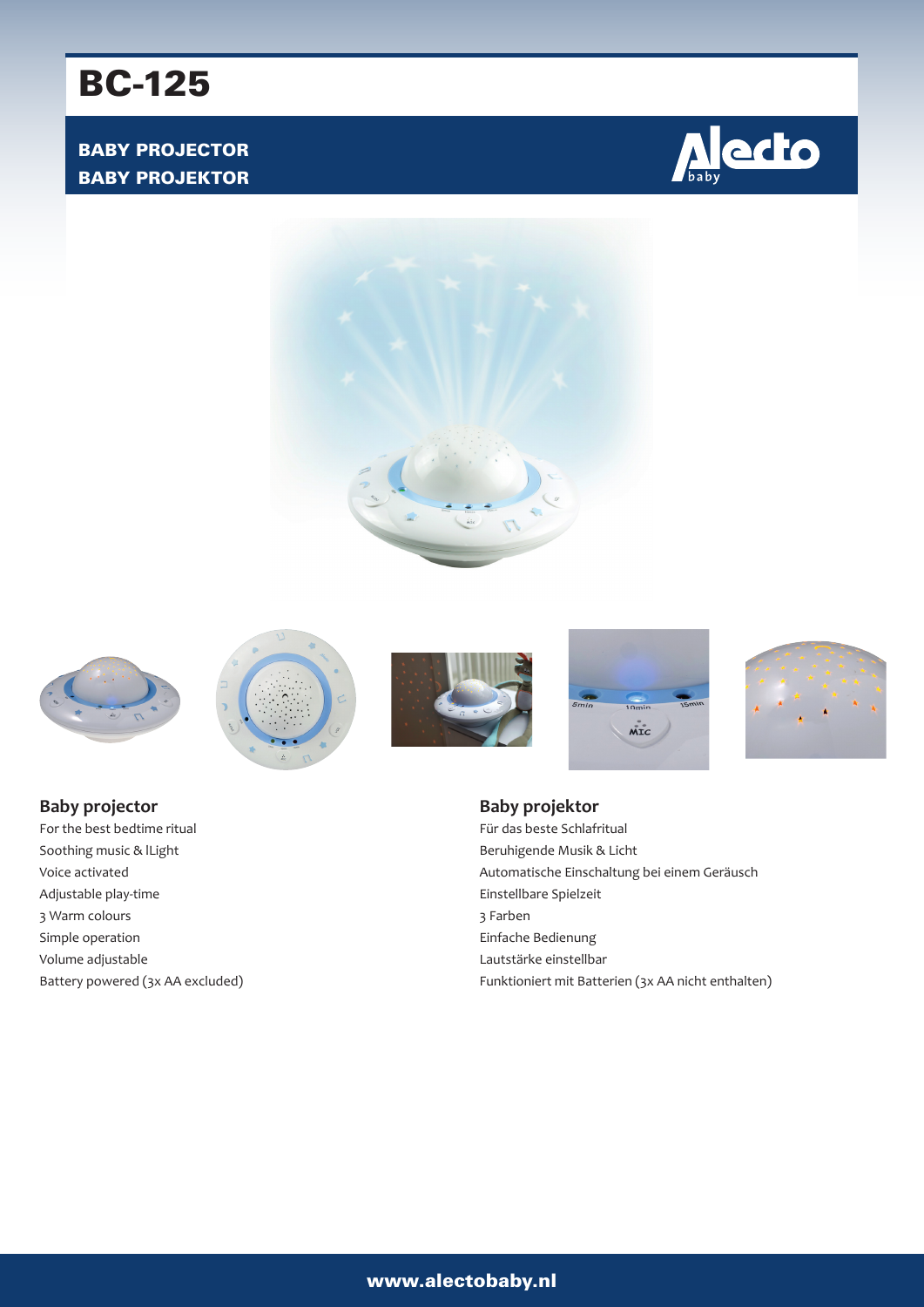# BC-125

## BABY PROJECTOR
## BABY PROJEKTOR

### Baby projector

For the best bedtime ritual
Soothing music & lLight
Voice activated
Adjustable play-time
3 Warm colours
Simple operation
Volume adjustable
Battery powered (3x AA excluded)

### Baby projektor

Für das beste Schlafritual
Beruhigende Musik & Licht
Automatische Einschaltung bei einem Geräusch
Einstellbare Spielzeit
3 Farben
Einfache Bedienung
Lautstärke einstellbar
Funktioniert mit Batterien (3x AA nicht enthalten)

www.alectobaby.nl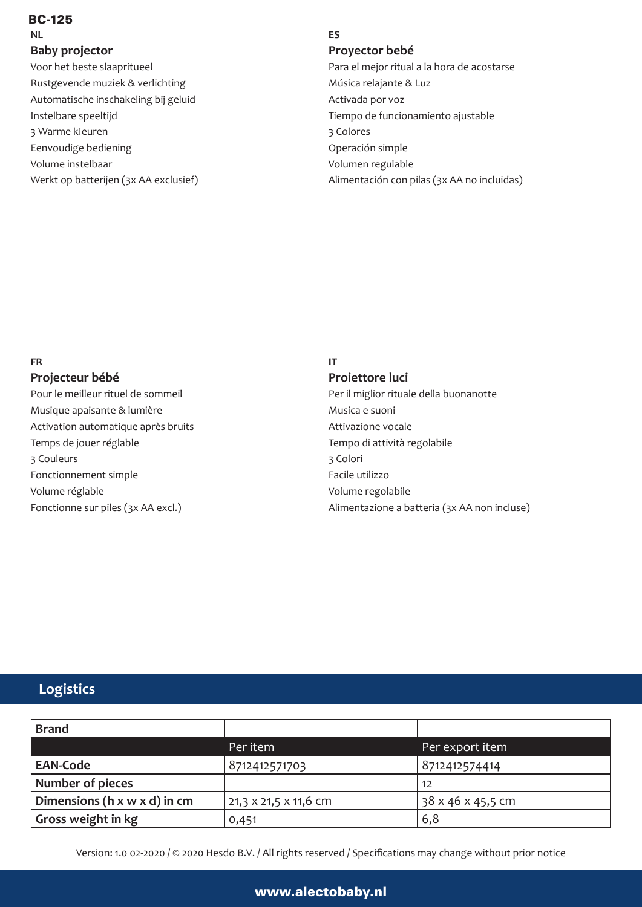BC-125

**NL**

## Baby projector

Voor het beste slaapritueel
Rustgevende muziek & verlichting
Automatische inschakeling bij geluid
Instelbare speeltijd
3 Warme kleuren
Eenvoudige bediening
Volume instelbaar
Werkt op batterijen (3x AA exclusief)

**ES**

## Proyector bebé

Para el mejor ritual a la hora de acostarse
Música relajante & Luz
Activada por voz
Tiempo de funcionamiento ajustable
3 Colores
Operación simple
Volumen regulable
Alimentación con pilas (3x AA no incluidas)

**FR**

## Projecteur bébé

Pour le meilleur rituel de sommeil
Musique apaisante & lumière
Activation automatique après bruits
Temps de jouer réglable
3 Couleurs
Fonctionnement simple
Volume réglable
Fonctionne sur piles (3x AA excl.)

**IT**

## Proiettore luci

Per il miglior rituale della buonanotte
Musica e suoni
Attivazione vocale
Tempo di attività regolabile
3 Colori
Facile utilizzo
Volume regolabile
Alimentazione a batteria (3x AA non incluse)

## Logistics

| Brand | | |
|---|---|---|
| | Per item | Per export item |
| **EAN-Code** | 8712412571703 | 8712412574414 |
| **Number of pieces** | | 12 |
| **Dimensions (h x w x d) in cm** | 21,3 x 21,5 x 11,6 cm | 38 x 46 x 45,5 cm |
| **Gross weight in kg** | 0,451 | 6,8 |

Version: 1.0 02-2020 / © 2020 Hesdo B.V. / All rights reserved / Specifications may change without prior notice

www.alectobaby.nl